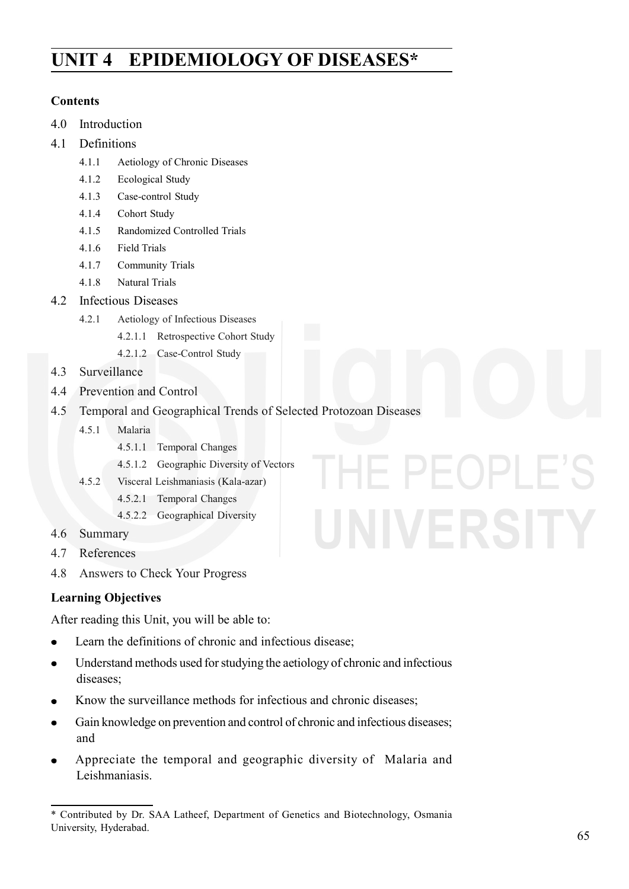# UNIT 4 EPIDEMIOLOGY OF DISEASES*

**Contents**

- 4.0 Introduction
- 4.1 Definitions
  - 4.1.1 Aetiology of Chronic Diseases
  - 4.1.2 Ecological Study
  - 4.1.3 Case-control Study
  - 4.1.4 Cohort Study
  - 4.1.5 Randomized Controlled Trials
  - 4.1.6 Field Trials
  - 4.1.7 Community Trials
  - 4.1.8 Natural Trials
- 4.2 Infectious Diseases
  - 4.2.1 Aetiology of Infectious Diseases
    - 4.2.1.1 Retrospective Cohort Study
    - 4.2.1.2 Case-Control Study
- 4.3 Surveillance
- 4.4 Prevention and Control
- 4.5 Temporal and Geographical Trends of Selected Protozoan Diseases
  - 4.5.1 Malaria
    - 4.5.1.1 Temporal Changes
    - 4.5.1.2 Geographic Diversity of Vectors
  - 4.5.2 Visceral Leishmaniasis (Kala-azar)
    - 4.5.2.1 Temporal Changes
    - 4.5.2.2 Geographical Diversity
- 4.6 Summary
- 4.7 References
- 4.8 Answers to Check Your Progress

**Learning Objectives**

After reading this Unit, you will be able to:

- Learn the definitions of chronic and infectious disease;
- Understand methods used for studying the aetiology of chronic and infectious diseases;
- Know the surveillance methods for infectious and chronic diseases;
- Gain knowledge on prevention and control of chronic and infectious diseases; and
- Appreciate the temporal and geographic diversity of Malaria and Leishmaniasis.

---

* Contributed by Dr. SAA Latheef, Department of Genetics and Biotechnology, Osmania University, Hyderabad.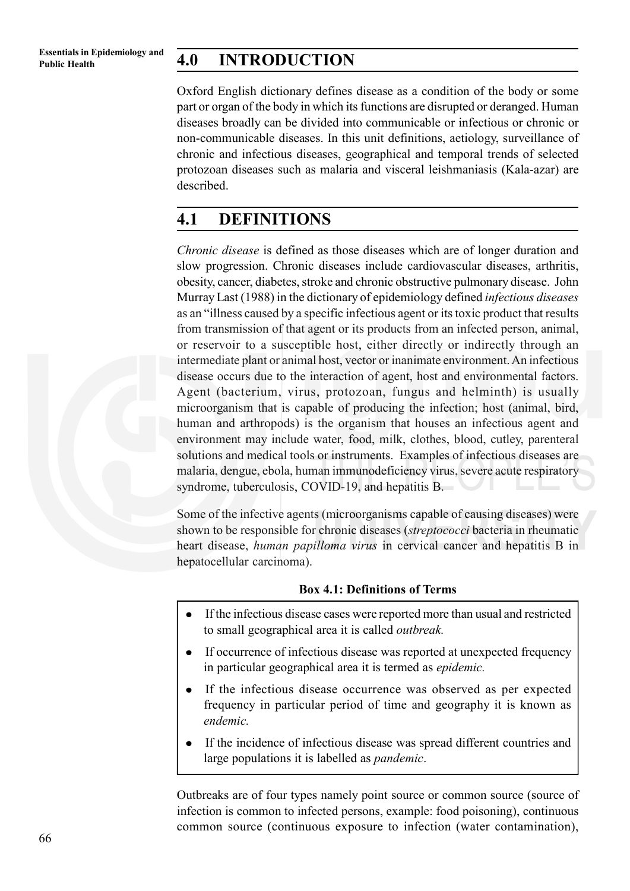## 4.0 INTRODUCTION

Oxford English dictionary defines disease as a condition of the body or some part or organ of the body in which its functions are disrupted or deranged. Human diseases broadly can be divided into communicable or infectious or chronic or non-communicable diseases. In this unit definitions, aetiology, surveillance of chronic and infectious diseases, geographical and temporal trends of selected protozoan diseases such as malaria and visceral leishmaniasis (Kala-azar) are described.

## 4.1 DEFINITIONS

*Chronic disease* is defined as those diseases which are of longer duration and slow progression. Chronic diseases include cardiovascular diseases, arthritis, obesity, cancer, diabetes, stroke and chronic obstructive pulmonary disease. John Murray Last (1988) in the dictionary of epidemiology defined *infectious diseases* as an "illness caused by a specific infectious agent or its toxic product that results from transmission of that agent or its products from an infected person, animal, or reservoir to a susceptible host, either directly or indirectly through an intermediate plant or animal host, vector or inanimate environment. An infectious disease occurs due to the interaction of agent, host and environmental factors. Agent (bacterium, virus, protozoan, fungus and helminth) is usually microorganism that is capable of producing the infection; host (animal, bird, human and arthropods) is the organism that houses an infectious agent and environment may include water, food, milk, clothes, blood, cutley, parenteral solutions and medical tools or instruments. Examples of infectious diseases are malaria, dengue, ebola, human immunodeficiency virus, severe acute respiratory syndrome, tuberculosis, COVID-19, and hepatitis B.

Some of the infective agents (microorganisms capable of causing diseases) were shown to be responsible for chronic diseases (*streptococci* bacteria in rheumatic heart disease, *human papilloma virus* in cervical cancer and hepatitis B in hepatocellular carcinoma).

**Box 4.1: Definitions of Terms**

- If the infectious disease cases were reported more than usual and restricted to small geographical area it is called *outbreak.*
- If occurrence of infectious disease was reported at unexpected frequency in particular geographical area it is termed as *epidemic.*
- If the infectious disease occurrence was observed as per expected frequency in particular period of time and geography it is known as *endemic.*
- If the incidence of infectious disease was spread different countries and large populations it is labelled as *pandemic*.

Outbreaks are of four types namely point source or common source (source of infection is common to infected persons, example: food poisoning), continuous common source (continuous exposure to infection (water contamination),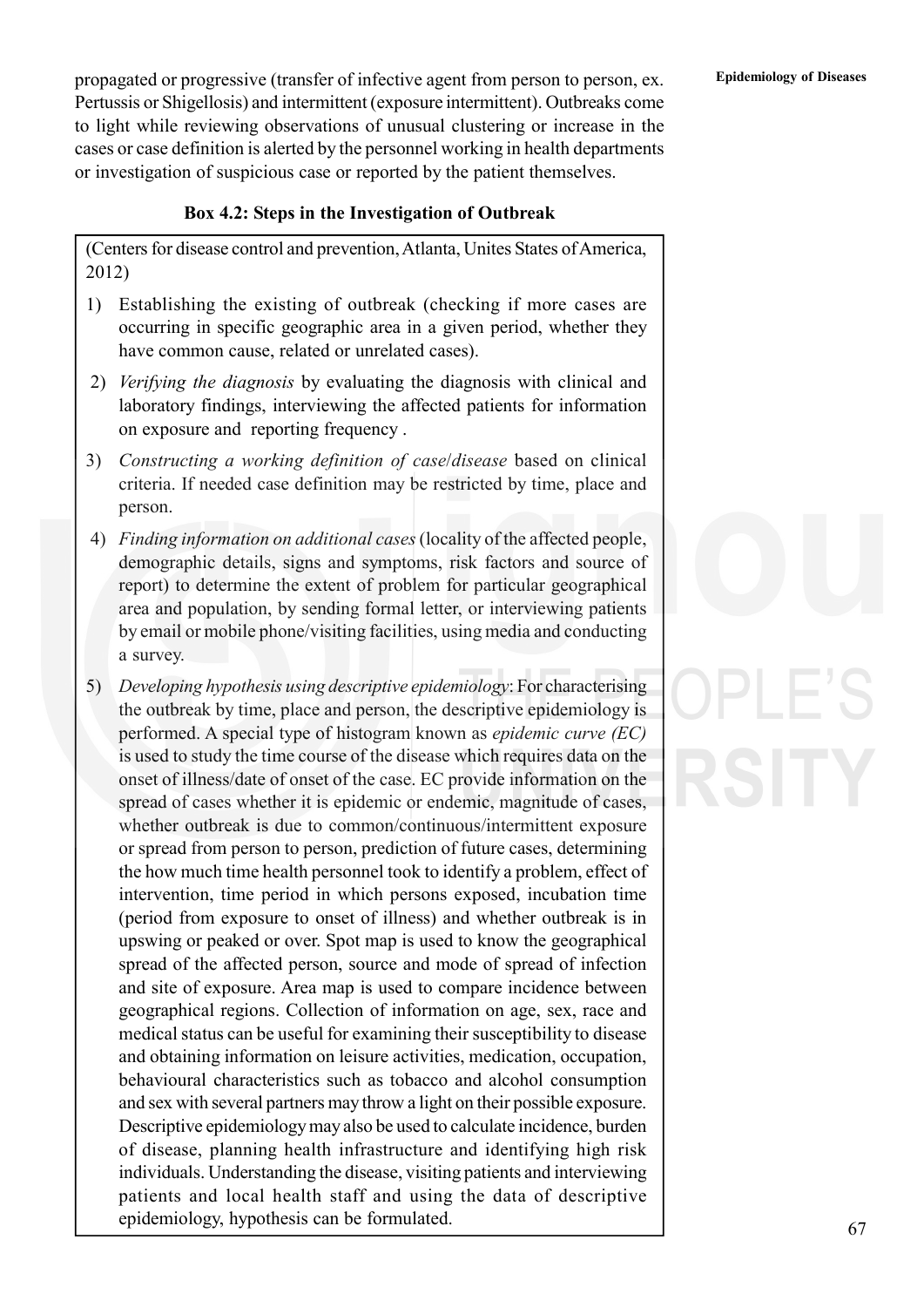propagated or progressive (transfer of infective agent from person to person, ex. Pertussis or Shigellosis) and intermittent (exposure intermittent). Outbreaks come to light while reviewing observations of unusual clustering or increase in the cases or case definition is alerted by the personnel working in health departments or investigation of suspicious case or reported by the patient themselves.

**Box 4.2: Steps in the Investigation of Outbreak**

(Centers for disease control and prevention, Atlanta, Unites States of America, 2012)

1) Establishing the existing of outbreak (checking if more cases are occurring in specific geographic area in a given period, whether they have common cause, related or unrelated cases).

2) *Verifying the diagnosis* by evaluating the diagnosis with clinical and laboratory findings, interviewing the affected patients for information on exposure and reporting frequency .

3) *Constructing a working definition of case/disease* based on clinical criteria. If needed case definition may be restricted by time, place and person.

4) *Finding information on additional cases* (locality of the affected people, demographic details, signs and symptoms, risk factors and source of report) to determine the extent of problem for particular geographical area and population, by sending formal letter, or interviewing patients by email or mobile phone/visiting facilities, using media and conducting a survey.

5) *Developing hypothesis using descriptive epidemiology*: For characterising the outbreak by time, place and person, the descriptive epidemiology is performed. A special type of histogram known as *epidemic curve (EC)* is used to study the time course of the disease which requires data on the onset of illness/date of onset of the case. EC provide information on the spread of cases whether it is epidemic or endemic, magnitude of cases, whether outbreak is due to common/continuous/intermittent exposure or spread from person to person, prediction of future cases, determining the how much time health personnel took to identify a problem, effect of intervention, time period in which persons exposed, incubation time (period from exposure to onset of illness) and whether outbreak is in upswing or peaked or over. Spot map is used to know the geographical spread of the affected person, source and mode of spread of infection and site of exposure. Area map is used to compare incidence between geographical regions. Collection of information on age, sex, race and medical status can be useful for examining their susceptibility to disease and obtaining information on leisure activities, medication, occupation, behavioural characteristics such as tobacco and alcohol consumption and sex with several partners may throw a light on their possible exposure. Descriptive epidemiology may also be used to calculate incidence, burden of disease, planning health infrastructure and identifying high risk individuals. Understanding the disease, visiting patients and interviewing patients and local health staff and using the data of descriptive epidemiology, hypothesis can be formulated.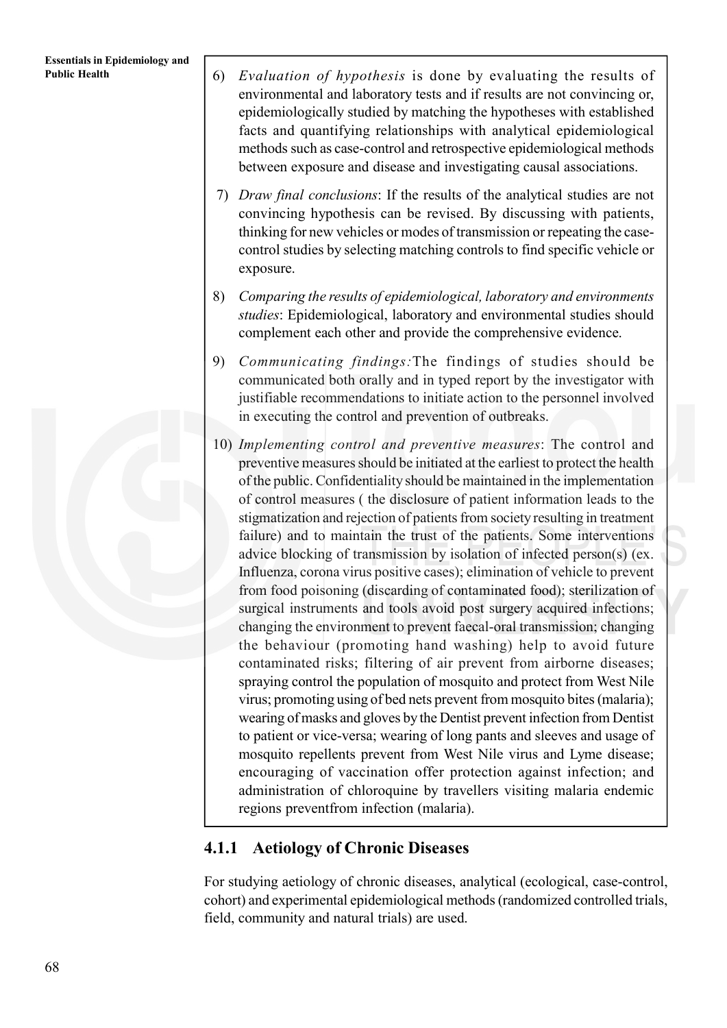6) *Evaluation of hypothesis* is done by evaluating the results of environmental and laboratory tests and if results are not convincing or, epidemiologically studied by matching the hypotheses with established facts and quantifying relationships with analytical epidemiological methods such as case-control and retrospective epidemiological methods between exposure and disease and investigating causal associations.

7) *Draw final conclusions*: If the results of the analytical studies are not convincing hypothesis can be revised. By discussing with patients, thinking for new vehicles or modes of transmission or repeating the case-control studies by selecting matching controls to find specific vehicle or exposure.

8) *Comparing the results of epidemiological, laboratory and environments studies*: Epidemiological, laboratory and environmental studies should complement each other and provide the comprehensive evidence.

9) *Communicating findings:*The findings of studies should be communicated both orally and in typed report by the investigator with justifiable recommendations to initiate action to the personnel involved in executing the control and prevention of outbreaks.

10) *Implementing control and preventive measures*: The control and preventive measures should be initiated at the earliest to protect the health of the public. Confidentiality should be maintained in the implementation of control measures ( the disclosure of patient information leads to the stigmatization and rejection of patients from society resulting in treatment failure) and to maintain the trust of the patients. Some interventions advice blocking of transmission by isolation of infected person(s) (ex. Influenza, corona virus positive cases); elimination of vehicle to prevent from food poisoning (discarding of contaminated food); sterilization of surgical instruments and tools avoid post surgery acquired infections; changing the environment to prevent faecal-oral transmission; changing the behaviour (promoting hand washing) help to avoid future contaminated risks; filtering of air prevent from airborne diseases; spraying control the population of mosquito and protect from West Nile virus; promoting using of bed nets prevent from mosquito bites (malaria); wearing of masks and gloves by the Dentist prevent infection from Dentist to patient or vice-versa; wearing of long pants and sleeves and usage of mosquito repellents prevent from West Nile virus and Lyme disease; encouraging of vaccination offer protection against infection; and administration of chloroquine by travellers visiting malaria endemic regions preventfrom infection (malaria).

### 4.1.1 Aetiology of Chronic Diseases

For studying aetiology of chronic diseases, analytical (ecological, case-control, cohort) and experimental epidemiological methods (randomized controlled trials, field, community and natural trials) are used.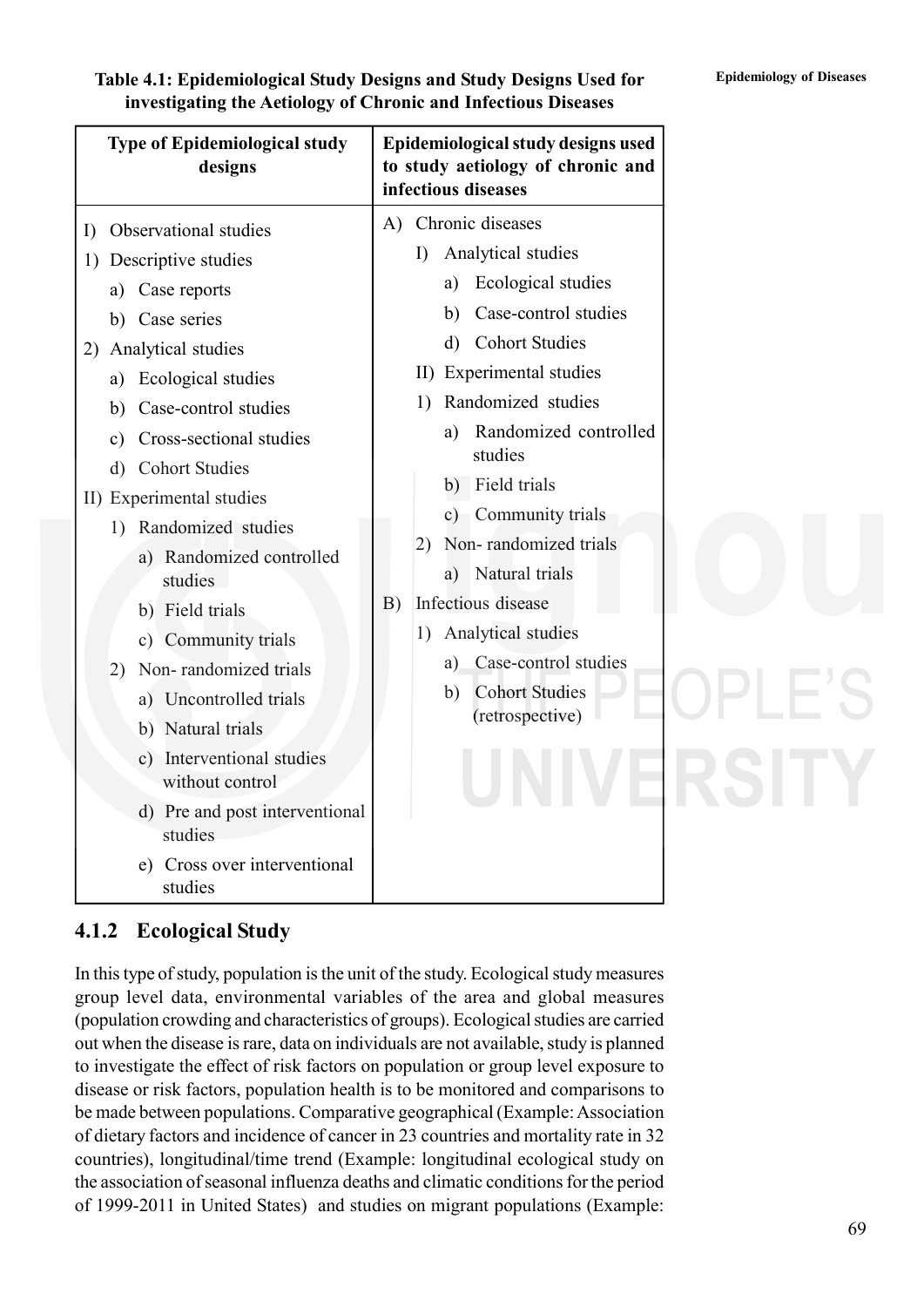**Table 4.1: Epidemiological Study Designs and Study Designs Used for investigating the Aetiology of Chronic and Infectious Diseases**

| Type of Epidemiological study designs | Epidemiological study designs used to study aetiology of chronic and infectious diseases |
|---|---|
| I) Observational studies<br>1) Descriptive studies<br>a) Case reports<br>b) Case series<br>2) Analytical studies<br>a) Ecological studies<br>b) Case-control studies<br>c) Cross-sectional studies<br>d) Cohort Studies<br>II) Experimental studies<br>1) Randomized studies<br>a) Randomized controlled studies<br>b) Field trials<br>c) Community trials<br>2) Non- randomized trials<br>a) Uncontrolled trials<br>b) Natural trials<br>c) Interventional studies without control<br>d) Pre and post interventional studies<br>e) Cross over interventional studies | A) Chronic diseases<br>I) Analytical studies<br>a) Ecological studies<br>b) Case-control studies<br>d) Cohort Studies<br>II) Experimental studies<br>1) Randomized studies<br>a) Randomized controlled studies<br>b) Field trials<br>c) Community trials<br>2) Non- randomized trials<br>a) Natural trials<br>B) Infectious disease<br>1) Analytical studies<br>a) Case-control studies<br>b) Cohort Studies (retrospective) |

### 4.1.2 Ecological Study

In this type of study, population is the unit of the study. Ecological study measures group level data, environmental variables of the area and global measures (population crowding and characteristics of groups). Ecological studies are carried out when the disease is rare, data on individuals are not available, study is planned to investigate the effect of risk factors on population or group level exposure to disease or risk factors, population health is to be monitored and comparisons to be made between populations. Comparative geographical (Example: Association of dietary factors and incidence of cancer in 23 countries and mortality rate in 32 countries), longitudinal/time trend (Example: longitudinal ecological study on the association of seasonal influenza deaths and climatic conditions for the period of 1999-2011 in United States) and studies on migrant populations (Example: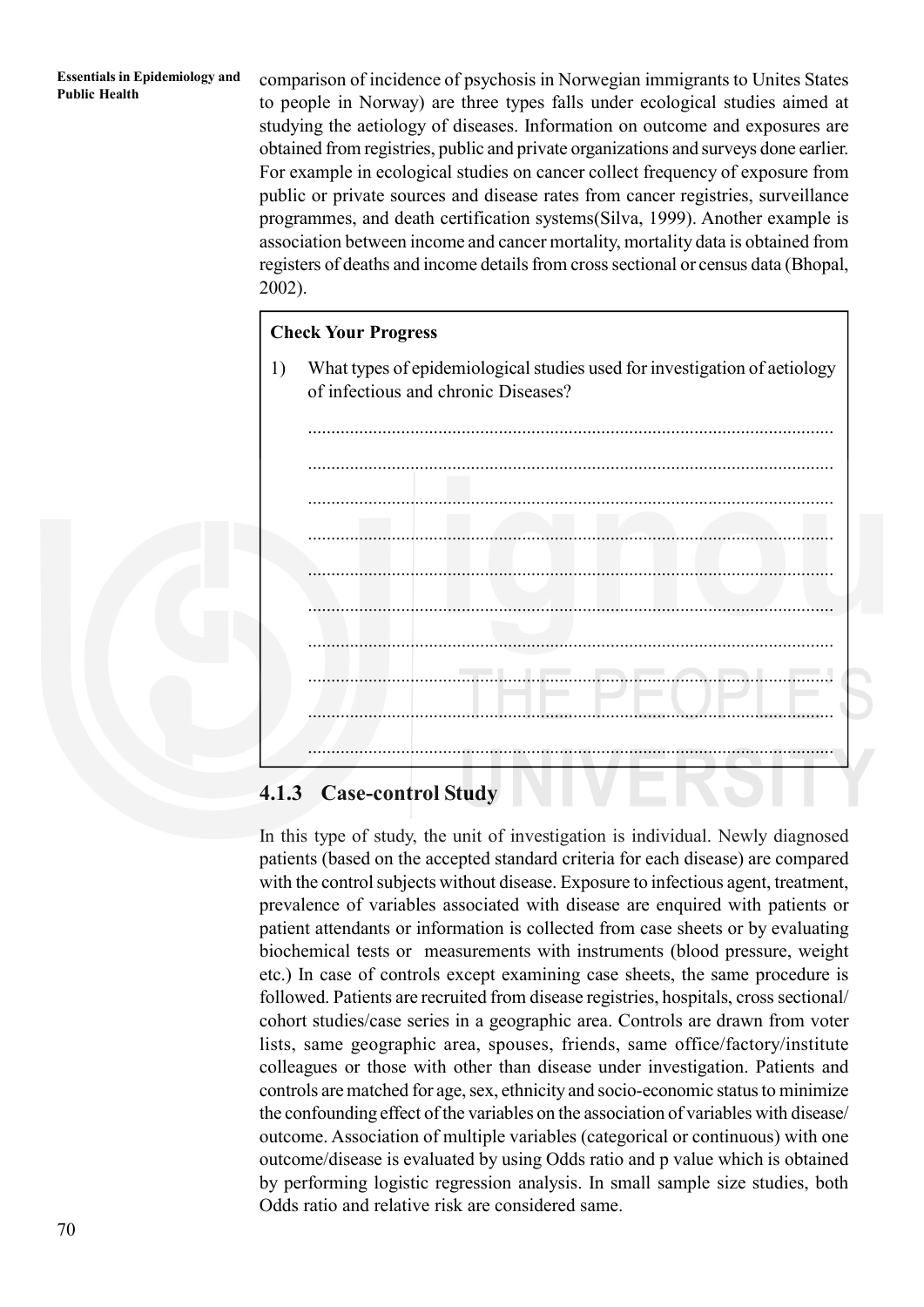comparison of incidence of psychosis in Norwegian immigrants to Unites States to people in Norway) are three types falls under ecological studies aimed at studying the aetiology of diseases. Information on outcome and exposures are obtained from registries, public and private organizations and surveys done earlier. For example in ecological studies on cancer collect frequency of exposure from public or private sources and disease rates from cancer registries, surveillance programmes, and death certification systems(Silva, 1999). Another example is association between income and cancer mortality, mortality data is obtained from registers of deaths and income details from cross sectional or census data (Bhopal, 2002).

**Check Your Progress**

1) What types of epidemiological studies used for investigation of aetiology of infectious and chronic Diseases?

................................................................................................................

................................................................................................................

................................................................................................................

................................................................................................................

................................................................................................................

................................................................................................................

................................................................................................................

................................................................................................................

................................................................................................................

................................................................................................................

### 4.1.3 Case-control Study

In this type of study, the unit of investigation is individual. Newly diagnosed patients (based on the accepted standard criteria for each disease) are compared with the control subjects without disease. Exposure to infectious agent, treatment, prevalence of variables associated with disease are enquired with patients or patient attendants or information is collected from case sheets or by evaluating biochemical tests or measurements with instruments (blood pressure, weight etc.) In case of controls except examining case sheets, the same procedure is followed. Patients are recruited from disease registries, hospitals, cross sectional/ cohort studies/case series in a geographic area. Controls are drawn from voter lists, same geographic area, spouses, friends, same office/factory/institute colleagues or those with other than disease under investigation. Patients and controls are matched for age, sex, ethnicity and socio-economic status to minimize the confounding effect of the variables on the association of variables with disease/ outcome. Association of multiple variables (categorical or continuous) with one outcome/disease is evaluated by using Odds ratio and p value which is obtained by performing logistic regression analysis. In small sample size studies, both Odds ratio and relative risk are considered same.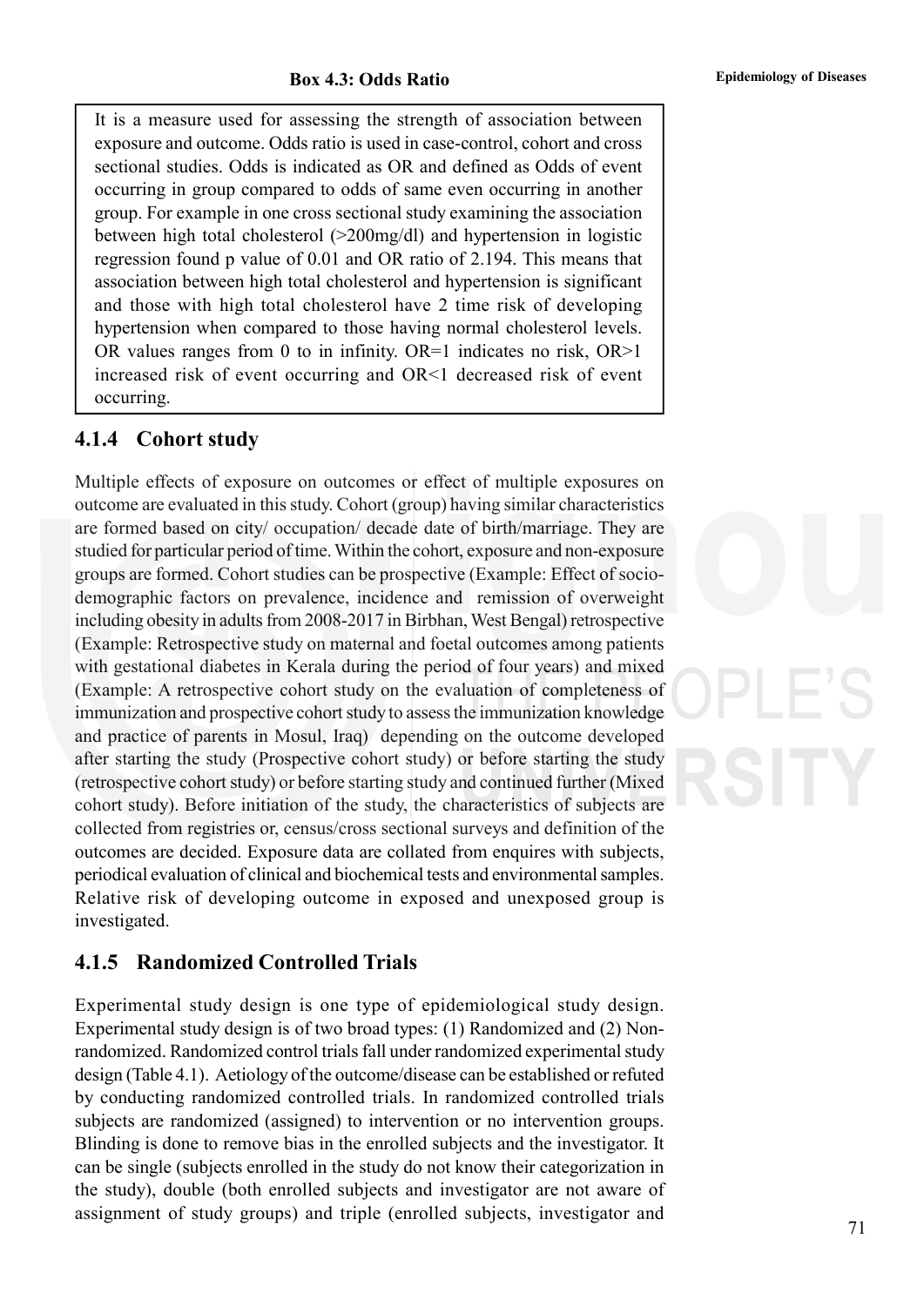**Box 4.3: Odds Ratio**

> It is a measure used for assessing the strength of association between exposure and outcome. Odds ratio is used in case-control, cohort and cross sectional studies. Odds is indicated as OR and defined as Odds of event occurring in group compared to odds of same even occurring in another group. For example in one cross sectional study examining the association between high total cholesterol (>200mg/dl) and hypertension in logistic regression found p value of 0.01 and OR ratio of 2.194. This means that association between high total cholesterol and hypertension is significant and those with high total cholesterol have 2 time risk of developing hypertension when compared to those having normal cholesterol levels. OR values ranges from 0 to in infinity. OR=1 indicates no risk, OR>1 increased risk of event occurring and OR<1 decreased risk of event occurring.

## 4.1.4 Cohort study

Multiple effects of exposure on outcomes or effect of multiple exposures on outcome are evaluated in this study. Cohort (group) having similar characteristics are formed based on city/ occupation/ decade date of birth/marriage. They are studied for particular period of time. Within the cohort, exposure and non-exposure groups are formed. Cohort studies can be prospective (Example: Effect of socio-demographic factors on prevalence, incidence and remission of overweight including obesity in adults from 2008-2017 in Birbhan, West Bengal) retrospective (Example: Retrospective study on maternal and foetal outcomes among patients with gestational diabetes in Kerala during the period of four years) and mixed (Example: A retrospective cohort study on the evaluation of completeness of immunization and prospective cohort study to assess the immunization knowledge and practice of parents in Mosul, Iraq) depending on the outcome developed after starting the study (Prospective cohort study) or before starting the study (retrospective cohort study) or before starting study and continued further (Mixed cohort study). Before initiation of the study, the characteristics of subjects are collected from registries or, census/cross sectional surveys and definition of the outcomes are decided. Exposure data are collated from enquires with subjects, periodical evaluation of clinical and biochemical tests and environmental samples. Relative risk of developing outcome in exposed and unexposed group is investigated.

## 4.1.5 Randomized Controlled Trials

Experimental study design is one type of epidemiological study design. Experimental study design is of two broad types: (1) Randomized and (2) Non-randomized. Randomized control trials fall under randomized experimental study design (Table 4.1). Aetiology of the outcome/disease can be established or refuted by conducting randomized controlled trials. In randomized controlled trials subjects are randomized (assigned) to intervention or no intervention groups. Blinding is done to remove bias in the enrolled subjects and the investigator. It can be single (subjects enrolled in the study do not know their categorization in the study), double (both enrolled subjects and investigator are not aware of assignment of study groups) and triple (enrolled subjects, investigator and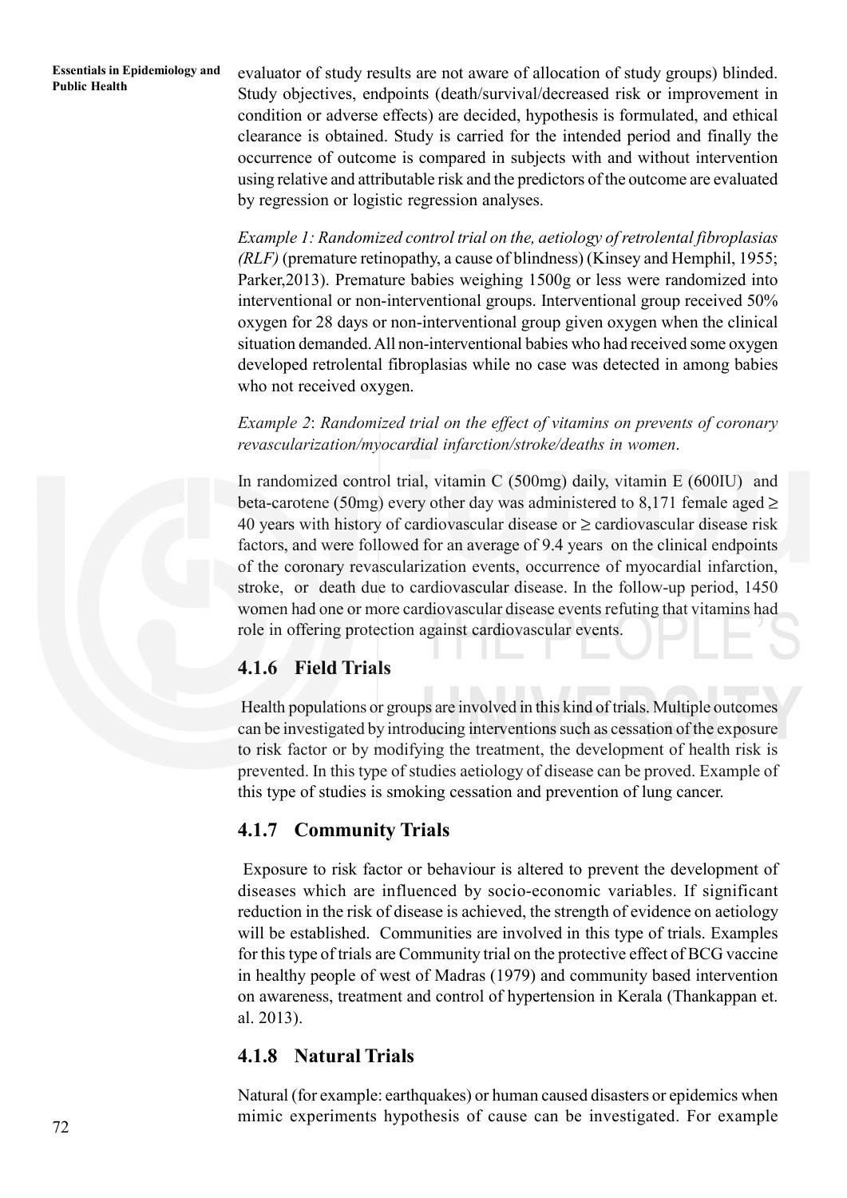evaluator of study results are not aware of allocation of study groups) blinded. Study objectives, endpoints (death/survival/decreased risk or improvement in condition or adverse effects) are decided, hypothesis is formulated, and ethical clearance is obtained. Study is carried for the intended period and finally the occurrence of outcome is compared in subjects with and without intervention using relative and attributable risk and the predictors of the outcome are evaluated by regression or logistic regression analyses.

*Example 1: Randomized control trial on the, aetiology of retrolental fibroplasias (RLF)* (premature retinopathy, a cause of blindness) (Kinsey and Hemphil, 1955; Parker,2013). Premature babies weighing 1500g or less were randomized into interventional or non-interventional groups. Interventional group received 50% oxygen for 28 days or non-interventional group given oxygen when the clinical situation demanded. All non-interventional babies who had received some oxygen developed retrolental fibroplasias while no case was detected in among babies who not received oxygen.

*Example 2*: *Randomized trial on the effect of vitamins on prevents of coronary revascularization/myocardial infarction/stroke/deaths in women*.

In randomized control trial, vitamin C (500mg) daily, vitamin E (600IU) and beta-carotene (50mg) every other day was administered to 8,171 female aged ≥ 40 years with history of cardiovascular disease or ≥ cardiovascular disease risk factors, and were followed for an average of 9.4 years on the clinical endpoints of the coronary revascularization events, occurrence of myocardial infarction, stroke, or death due to cardiovascular disease. In the follow-up period, 1450 women had one or more cardiovascular disease events refuting that vitamins had role in offering protection against cardiovascular events.

### 4.1.6 Field Trials

Health populations or groups are involved in this kind of trials. Multiple outcomes can be investigated by introducing interventions such as cessation of the exposure to risk factor or by modifying the treatment, the development of health risk is prevented. In this type of studies aetiology of disease can be proved. Example of this type of studies is smoking cessation and prevention of lung cancer.

### 4.1.7 Community Trials

Exposure to risk factor or behaviour is altered to prevent the development of diseases which are influenced by socio-economic variables. If significant reduction in the risk of disease is achieved, the strength of evidence on aetiology will be established. Communities are involved in this type of trials. Examples for this type of trials are Community trial on the protective effect of BCG vaccine in healthy people of west of Madras (1979) and community based intervention on awareness, treatment and control of hypertension in Kerala (Thankappan et. al. 2013).

### 4.1.8 Natural Trials

Natural (for example: earthquakes) or human caused disasters or epidemics when mimic experiments hypothesis of cause can be investigated. For example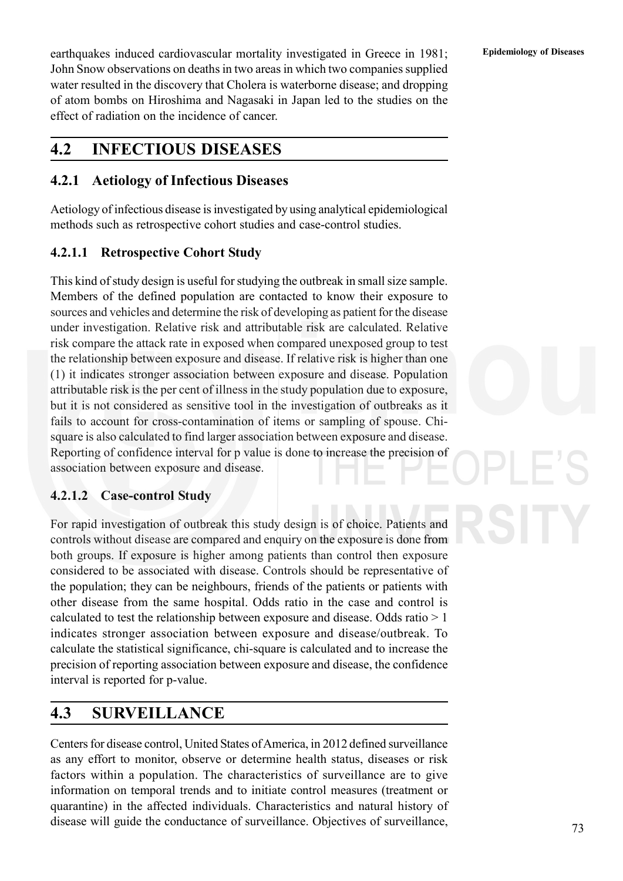earthquakes induced cardiovascular mortality investigated in Greece in 1981; John Snow observations on deaths in two areas in which two companies supplied water resulted in the discovery that Cholera is waterborne disease; and dropping of atom bombs on Hiroshima and Nagasaki in Japan led to the studies on the effect of radiation on the incidence of cancer.

## 4.2 INFECTIOUS DISEASES

### 4.2.1 Aetiology of Infectious Diseases

Aetiology of infectious disease is investigated by using analytical epidemiological methods such as retrospective cohort studies and case-control studies.

#### 4.2.1.1 Retrospective Cohort Study

This kind of study design is useful for studying the outbreak in small size sample. Members of the defined population are contacted to know their exposure to sources and vehicles and determine the risk of developing as patient for the disease under investigation. Relative risk and attributable risk are calculated. Relative risk compare the attack rate in exposed when compared unexposed group to test the relationship between exposure and disease. If relative risk is higher than one (1) it indicates stronger association between exposure and disease. Population attributable risk is the per cent of illness in the study population due to exposure, but it is not considered as sensitive tool in the investigation of outbreaks as it fails to account for cross-contamination of items or sampling of spouse. Chi-square is also calculated to find larger association between exposure and disease. Reporting of confidence interval for p value is done to increase the precision of association between exposure and disease.

#### 4.2.1.2 Case-control Study

For rapid investigation of outbreak this study design is of choice. Patients and controls without disease are compared and enquiry on the exposure is done from both groups. If exposure is higher among patients than control then exposure considered to be associated with disease. Controls should be representative of the population; they can be neighbours, friends of the patients or patients with other disease from the same hospital. Odds ratio in the case and control is calculated to test the relationship between exposure and disease. Odds ratio > 1 indicates stronger association between exposure and disease/outbreak. To calculate the statistical significance, chi-square is calculated and to increase the precision of reporting association between exposure and disease, the confidence interval is reported for p-value.

## 4.3 SURVEILLANCE

Centers for disease control, United States of America, in 2012 defined surveillance as any effort to monitor, observe or determine health status, diseases or risk factors within a population. The characteristics of surveillance are to give information on temporal trends and to initiate control measures (treatment or quarantine) in the affected individuals. Characteristics and natural history of disease will guide the conductance of surveillance. Objectives of surveillance,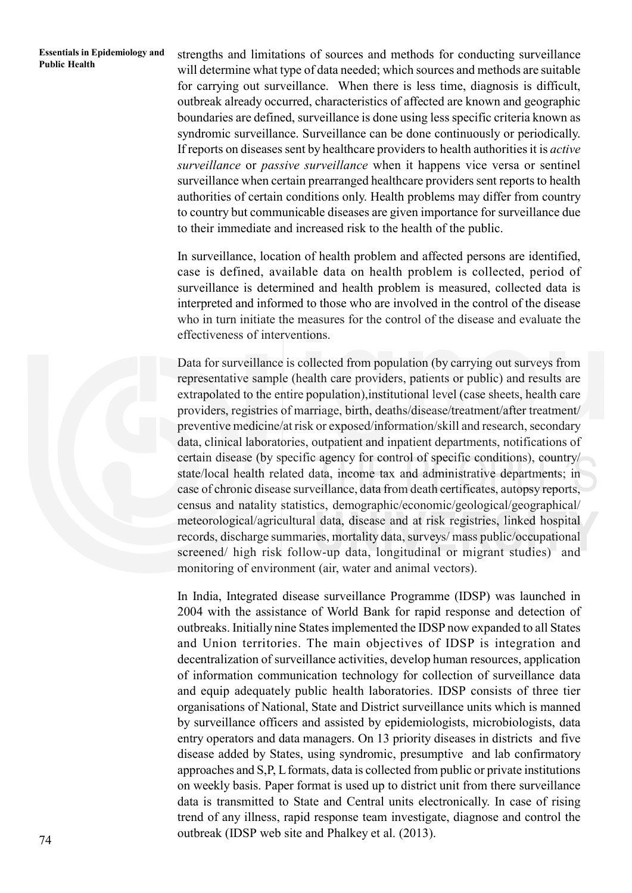strengths and limitations of sources and methods for conducting surveillance will determine what type of data needed; which sources and methods are suitable for carrying out surveillance. When there is less time, diagnosis is difficult, outbreak already occurred, characteristics of affected are known and geographic boundaries are defined, surveillance is done using less specific criteria known as syndromic surveillance. Surveillance can be done continuously or periodically. If reports on diseases sent by healthcare providers to health authorities it is *active surveillance* or *passive surveillance* when it happens vice versa or sentinel surveillance when certain prearranged healthcare providers sent reports to health authorities of certain conditions only. Health problems may differ from country to country but communicable diseases are given importance for surveillance due to their immediate and increased risk to the health of the public.

In surveillance, location of health problem and affected persons are identified, case is defined, available data on health problem is collected, period of surveillance is determined and health problem is measured, collected data is interpreted and informed to those who are involved in the control of the disease who in turn initiate the measures for the control of the disease and evaluate the effectiveness of interventions.

Data for surveillance is collected from population (by carrying out surveys from representative sample (health care providers, patients or public) and results are extrapolated to the entire population),institutional level (case sheets, health care providers, registries of marriage, birth, deaths/disease/treatment/after treatment/ preventive medicine/at risk or exposed/information/skill and research, secondary data, clinical laboratories, outpatient and inpatient departments, notifications of certain disease (by specific agency for control of specific conditions), country/ state/local health related data, income tax and administrative departments; in case of chronic disease surveillance, data from death certificates, autopsy reports, census and natality statistics, demographic/economic/geological/geographical/ meteorological/agricultural data, disease and at risk registries, linked hospital records, discharge summaries, mortality data, surveys/ mass public/occupational screened/ high risk follow-up data, longitudinal or migrant studies) and monitoring of environment (air, water and animal vectors).

In India, Integrated disease surveillance Programme (IDSP) was launched in 2004 with the assistance of World Bank for rapid response and detection of outbreaks. Initially nine States implemented the IDSP now expanded to all States and Union territories. The main objectives of IDSP is integration and decentralization of surveillance activities, develop human resources, application of information communication technology for collection of surveillance data and equip adequately public health laboratories. IDSP consists of three tier organisations of National, State and District surveillance units which is manned by surveillance officers and assisted by epidemiologists, microbiologists, data entry operators and data managers. On 13 priority diseases in districts and five disease added by States, using syndromic, presumptive and lab confirmatory approaches and S,P, L formats, data is collected from public or private institutions on weekly basis. Paper format is used up to district unit from there surveillance data is transmitted to State and Central units electronically. In case of rising trend of any illness, rapid response team investigate, diagnose and control the outbreak (IDSP web site and Phalkey et al. (2013).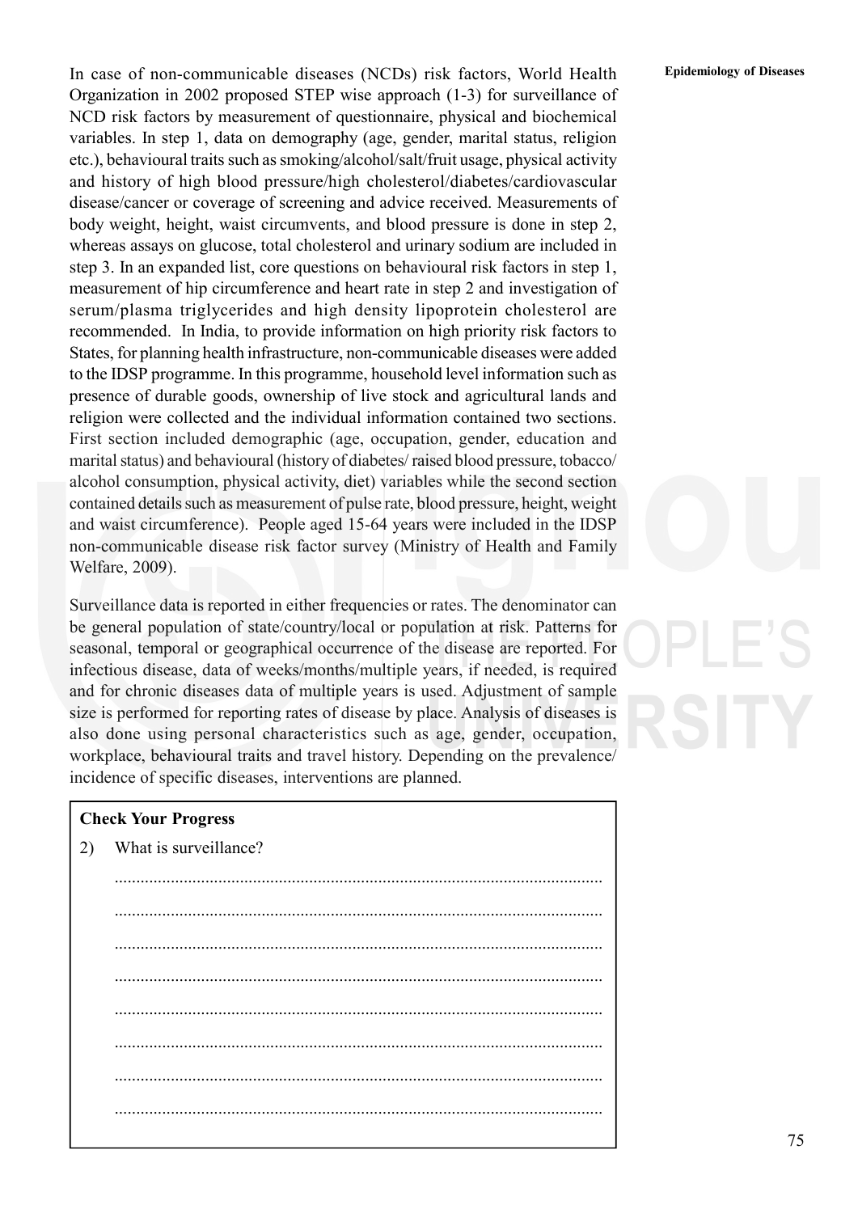In case of non-communicable diseases (NCDs) risk factors, World Health Organization in 2002 proposed STEP wise approach (1-3) for surveillance of NCD risk factors by measurement of questionnaire, physical and biochemical variables. In step 1, data on demography (age, gender, marital status, religion etc.), behavioural traits such as smoking/alcohol/salt/fruit usage, physical activity and history of high blood pressure/high cholesterol/diabetes/cardiovascular disease/cancer or coverage of screening and advice received. Measurements of body weight, height, waist circumvents, and blood pressure is done in step 2, whereas assays on glucose, total cholesterol and urinary sodium are included in step 3. In an expanded list, core questions on behavioural risk factors in step 1, measurement of hip circumference and heart rate in step 2 and investigation of serum/plasma triglycerides and high density lipoprotein cholesterol are recommended. In India, to provide information on high priority risk factors to States, for planning health infrastructure, non-communicable diseases were added to the IDSP programme. In this programme, household level information such as presence of durable goods, ownership of live stock and agricultural lands and religion were collected and the individual information contained two sections. First section included demographic (age, occupation, gender, education and marital status) and behavioural (history of diabetes/ raised blood pressure, tobacco/ alcohol consumption, physical activity, diet) variables while the second section contained details such as measurement of pulse rate, blood pressure, height, weight and waist circumference). People aged 15-64 years were included in the IDSP non-communicable disease risk factor survey (Ministry of Health and Family Welfare, 2009).

Surveillance data is reported in either frequencies or rates. The denominator can be general population of state/country/local or population at risk. Patterns for seasonal, temporal or geographical occurrence of the disease are reported. For infectious disease, data of weeks/months/multiple years, if needed, is required and for chronic diseases data of multiple years is used. Adjustment of sample size is performed for reporting rates of disease by place. Analysis of diseases is also done using personal characteristics such as age, gender, occupation, workplace, behavioural traits and travel history. Depending on the prevalence/ incidence of specific diseases, interventions are planned.

**Check Your Progress**

2) What is surveillance?

...............................................................................................................

...............................................................................................................

...............................................................................................................

...............................................................................................................

...............................................................................................................

...............................................................................................................

...............................................................................................................

...............................................................................................................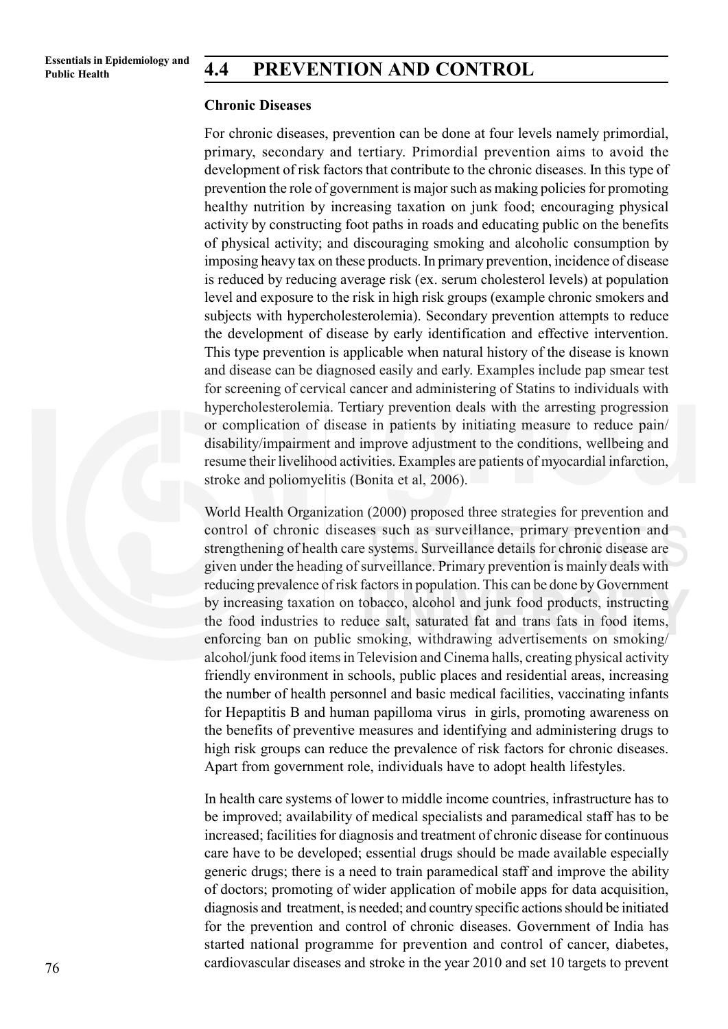## 4.4 PREVENTION AND CONTROL

**Chronic Diseases**

For chronic diseases, prevention can be done at four levels namely primordial, primary, secondary and tertiary. Primordial prevention aims to avoid the development of risk factors that contribute to the chronic diseases. In this type of prevention the role of government is major such as making policies for promoting healthy nutrition by increasing taxation on junk food; encouraging physical activity by constructing foot paths in roads and educating public on the benefits of physical activity; and discouraging smoking and alcoholic consumption by imposing heavy tax on these products. In primary prevention, incidence of disease is reduced by reducing average risk (ex. serum cholesterol levels) at population level and exposure to the risk in high risk groups (example chronic smokers and subjects with hypercholesterolemia). Secondary prevention attempts to reduce the development of disease by early identification and effective intervention. This type prevention is applicable when natural history of the disease is known and disease can be diagnosed easily and early. Examples include pap smear test for screening of cervical cancer and administering of Statins to individuals with hypercholesterolemia. Tertiary prevention deals with the arresting progression or complication of disease in patients by initiating measure to reduce pain/ disability/impairment and improve adjustment to the conditions, wellbeing and resume their livelihood activities. Examples are patients of myocardial infarction, stroke and poliomyelitis (Bonita et al, 2006).

World Health Organization (2000) proposed three strategies for prevention and control of chronic diseases such as surveillance, primary prevention and strengthening of health care systems. Surveillance details for chronic disease are given under the heading of surveillance. Primary prevention is mainly deals with reducing prevalence of risk factors in population. This can be done by Government by increasing taxation on tobacco, alcohol and junk food products, instructing the food industries to reduce salt, saturated fat and trans fats in food items, enforcing ban on public smoking, withdrawing advertisements on smoking/ alcohol/junk food items in Television and Cinema halls, creating physical activity friendly environment in schools, public places and residential areas, increasing the number of health personnel and basic medical facilities, vaccinating infants for Hepaptitis B and human papilloma virus in girls, promoting awareness on the benefits of preventive measures and identifying and administering drugs to high risk groups can reduce the prevalence of risk factors for chronic diseases. Apart from government role, individuals have to adopt health lifestyles.

In health care systems of lower to middle income countries, infrastructure has to be improved; availability of medical specialists and paramedical staff has to be increased; facilities for diagnosis and treatment of chronic disease for continuous care have to be developed; essential drugs should be made available especially generic drugs; there is a need to train paramedical staff and improve the ability of doctors; promoting of wider application of mobile apps for data acquisition, diagnosis and treatment, is needed; and country specific actions should be initiated for the prevention and control of chronic diseases. Government of India has started national programme for prevention and control of cancer, diabetes, cardiovascular diseases and stroke in the year 2010 and set 10 targets to prevent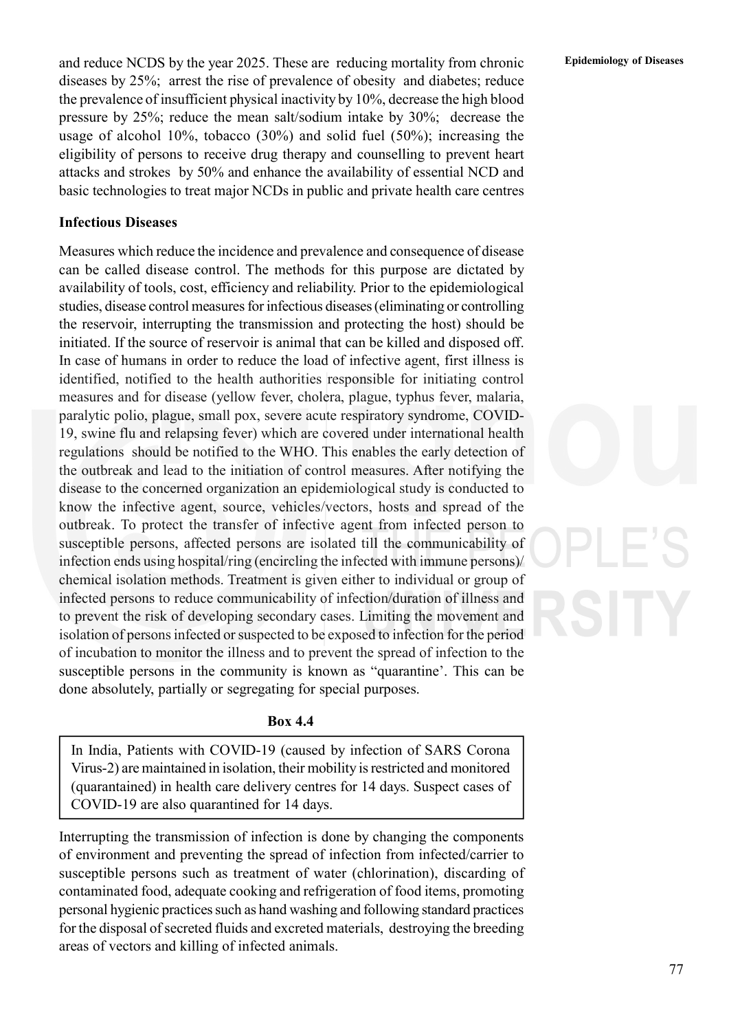and reduce NCDS by the year 2025. These are reducing mortality from chronic diseases by 25%; arrest the rise of prevalence of obesity and diabetes; reduce the prevalence of insufficient physical inactivity by 10%, decrease the high blood pressure by 25%; reduce the mean salt/sodium intake by 30%; decrease the usage of alcohol 10%, tobacco (30%) and solid fuel (50%); increasing the eligibility of persons to receive drug therapy and counselling to prevent heart attacks and strokes by 50% and enhance the availability of essential NCD and basic technologies to treat major NCDs in public and private health care centres

**Infectious Diseases**

Measures which reduce the incidence and prevalence and consequence of disease can be called disease control. The methods for this purpose are dictated by availability of tools, cost, efficiency and reliability. Prior to the epidemiological studies, disease control measures for infectious diseases (eliminating or controlling the reservoir, interrupting the transmission and protecting the host) should be initiated. If the source of reservoir is animal that can be killed and disposed off. In case of humans in order to reduce the load of infective agent, first illness is identified, notified to the health authorities responsible for initiating control measures and for disease (yellow fever, cholera, plague, typhus fever, malaria, paralytic polio, plague, small pox, severe acute respiratory syndrome, COVID-19, swine flu and relapsing fever) which are covered under international health regulations should be notified to the WHO. This enables the early detection of the outbreak and lead to the initiation of control measures. After notifying the disease to the concerned organization an epidemiological study is conducted to know the infective agent, source, vehicles/vectors, hosts and spread of the outbreak. To protect the transfer of infective agent from infected person to susceptible persons, affected persons are isolated till the communicability of infection ends using hospital/ring (encircling the infected with immune persons)/ chemical isolation methods. Treatment is given either to individual or group of infected persons to reduce communicability of infection/duration of illness and to prevent the risk of developing secondary cases. Limiting the movement and isolation of persons infected or suspected to be exposed to infection for the period of incubation to monitor the illness and to prevent the spread of infection to the susceptible persons in the community is known as "quarantine'. This can be done absolutely, partially or segregating for special purposes.

**Box 4.4**

> In India, Patients with COVID-19 (caused by infection of SARS Corona Virus-2) are maintained in isolation, their mobility is restricted and monitored (quarantained) in health care delivery centres for 14 days. Suspect cases of COVID-19 are also quarantined for 14 days.

Interrupting the transmission of infection is done by changing the components of environment and preventing the spread of infection from infected/carrier to susceptible persons such as treatment of water (chlorination), discarding of contaminated food, adequate cooking and refrigeration of food items, promoting personal hygienic practices such as hand washing and following standard practices for the disposal of secreted fluids and excreted materials, destroying the breeding areas of vectors and killing of infected animals.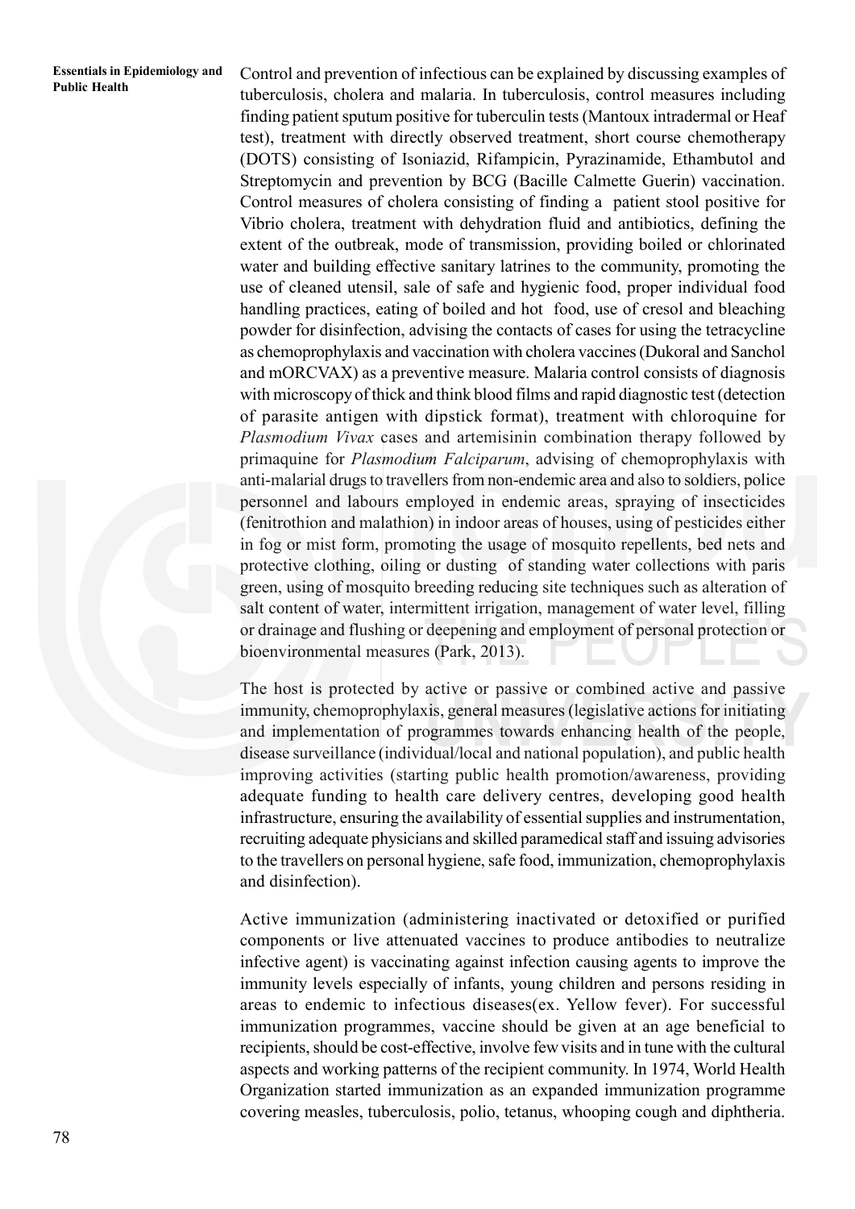Control and prevention of infectious can be explained by discussing examples of tuberculosis, cholera and malaria. In tuberculosis, control measures including finding patient sputum positive for tuberculin tests (Mantoux intradermal or Heaf test), treatment with directly observed treatment, short course chemotherapy (DOTS) consisting of Isoniazid, Rifampicin, Pyrazinamide, Ethambutol and Streptomycin and prevention by BCG (Bacille Calmette Guerin) vaccination. Control measures of cholera consisting of finding a patient stool positive for Vibrio cholera, treatment with dehydration fluid and antibiotics, defining the extent of the outbreak, mode of transmission, providing boiled or chlorinated water and building effective sanitary latrines to the community, promoting the use of cleaned utensil, sale of safe and hygienic food, proper individual food handling practices, eating of boiled and hot food, use of cresol and bleaching powder for disinfection, advising the contacts of cases for using the tetracycline as chemoprophylaxis and vaccination with cholera vaccines (Dukoral and Sanchol and mORCVAX) as a preventive measure. Malaria control consists of diagnosis with microscopy of thick and think blood films and rapid diagnostic test (detection of parasite antigen with dipstick format), treatment with chloroquine for *Plasmodium Vivax* cases and artemisinin combination therapy followed by primaquine for *Plasmodium Falciparum*, advising of chemoprophylaxis with anti-malarial drugs to travellers from non-endemic area and also to soldiers, police personnel and labours employed in endemic areas, spraying of insecticides (fenitrothion and malathion) in indoor areas of houses, using of pesticides either in fog or mist form, promoting the usage of mosquito repellents, bed nets and protective clothing, oiling or dusting of standing water collections with paris green, using of mosquito breeding reducing site techniques such as alteration of salt content of water, intermittent irrigation, management of water level, filling or drainage and flushing or deepening and employment of personal protection or bioenvironmental measures (Park, 2013).

The host is protected by active or passive or combined active and passive immunity, chemoprophylaxis, general measures (legislative actions for initiating and implementation of programmes towards enhancing health of the people, disease surveillance (individual/local and national population), and public health improving activities (starting public health promotion/awareness, providing adequate funding to health care delivery centres, developing good health infrastructure, ensuring the availability of essential supplies and instrumentation, recruiting adequate physicians and skilled paramedical staff and issuing advisories to the travellers on personal hygiene, safe food, immunization, chemoprophylaxis and disinfection).

Active immunization (administering inactivated or detoxified or purified components or live attenuated vaccines to produce antibodies to neutralize infective agent) is vaccinating against infection causing agents to improve the immunity levels especially of infants, young children and persons residing in areas to endemic to infectious diseases(ex. Yellow fever). For successful immunization programmes, vaccine should be given at an age beneficial to recipients, should be cost-effective, involve few visits and in tune with the cultural aspects and working patterns of the recipient community. In 1974, World Health Organization started immunization as an expanded immunization programme covering measles, tuberculosis, polio, tetanus, whooping cough and diphtheria.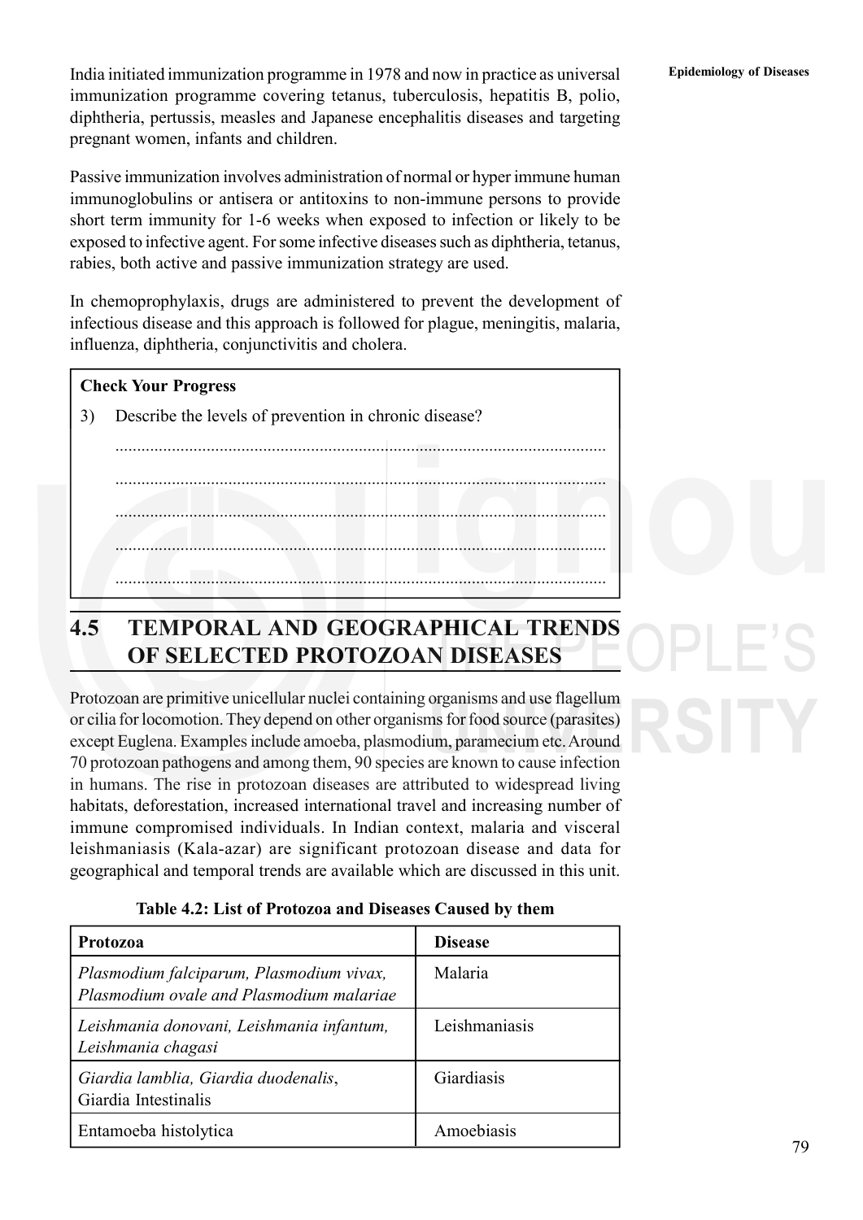India initiated immunization programme in 1978 and now in practice as universal immunization programme covering tetanus, tuberculosis, hepatitis B, polio, diphtheria, pertussis, measles and Japanese encephalitis diseases and targeting pregnant women, infants and children.

Passive immunization involves administration of normal or hyper immune human immunoglobulins or antisera or antitoxins to non-immune persons to provide short term immunity for 1-6 weeks when exposed to infection or likely to be exposed to infective agent. For some infective diseases such as diphtheria, tetanus, rabies, both active and passive immunization strategy are used.

In chemoprophylaxis, drugs are administered to prevent the development of infectious disease and this approach is followed for plague, meningitis, malaria, influenza, diphtheria, conjunctivitis and cholera.

**Check Your Progress**

3) Describe the levels of prevention in chronic disease?

..............................................................................................................

..............................................................................................................

..............................................................................................................

..............................................................................................................

..............................................................................................................

## 4.5 TEMPORAL AND GEOGRAPHICAL TRENDS OF SELECTED PROTOZOAN DISEASES

Protozoan are primitive unicellular nuclei containing organisms and use flagellum or cilia for locomotion. They depend on other organisms for food source (parasites) except Euglena. Examples include amoeba, plasmodium, paramecium etc. Around 70 protozoan pathogens and among them, 90 species are known to cause infection in humans. The rise in protozoan diseases are attributed to widespread living habitats, deforestation, increased international travel and increasing number of immune compromised individuals. In Indian context, malaria and visceral leishmaniasis (Kala-azar) are significant protozoan disease and data for geographical and temporal trends are available which are discussed in this unit.

**Table 4.2: List of Protozoa and Diseases Caused by them**

| Protozoa | Disease |
|---|---|
| *Plasmodium falciparum, Plasmodium vivax, Plasmodium ovale and Plasmodium malariae* | Malaria |
| *Leishmania donovani, Leishmania infantum, Leishmania chagasi* | Leishmaniasis |
| *Giardia lamblia, Giardia duodenalis*, Giardia Intestinalis | Giardiasis |
| Entamoeba histolytica | Amoebiasis |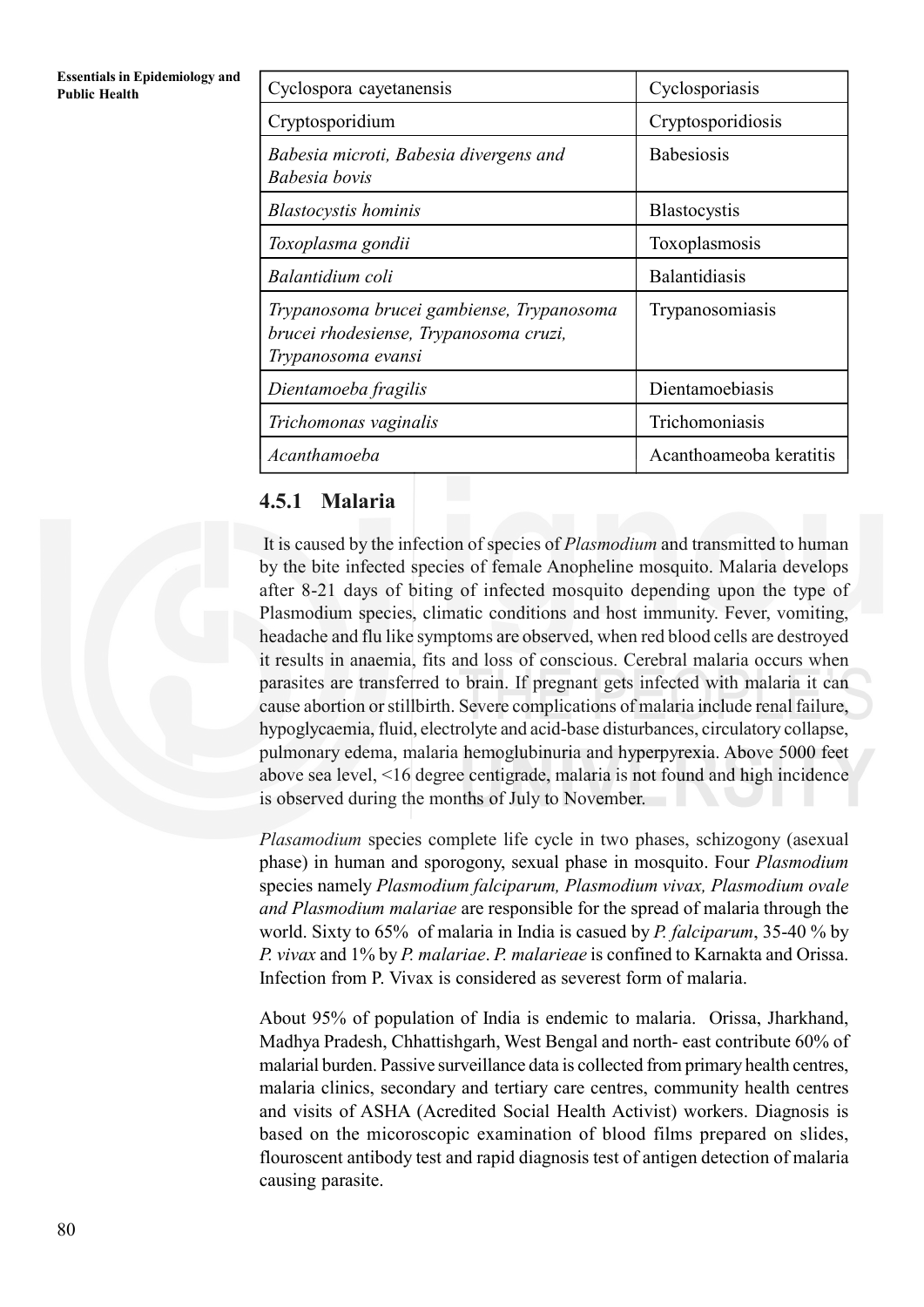| | |
|---|---|
| Cyclospora cayetanensis | Cyclosporiasis |
| Cryptosporidium | Cryptosporidiosis |
| *Babesia microti, Babesia divergens and Babesia bovis* | Babesiosis |
| *Blastocystis hominis* | Blastocystis |
| *Toxoplasma gondii* | Toxoplasmosis |
| *Balantidium coli* | Balantidiasis |
| *Trypanosoma brucei gambiense, Trypanosoma brucei rhodesiense, Trypanosoma cruzi, Trypanosoma evansi* | Trypanosomiasis |
| *Dientamoeba fragilis* | Dientamoebiasis |
| *Trichomonas vaginalis* | Trichomoniasis |
| *Acanthamoeba* | Acanthoameoba keratitis |

### 4.5.1 Malaria

It is caused by the infection of species of *Plasmodium* and transmitted to human by the bite infected species of female Anopheline mosquito. Malaria develops after 8-21 days of biting of infected mosquito depending upon the type of Plasmodium species, climatic conditions and host immunity. Fever, vomiting, headache and flu like symptoms are observed, when red blood cells are destroyed it results in anaemia, fits and loss of conscious. Cerebral malaria occurs when parasites are transferred to brain. If pregnant gets infected with malaria it can cause abortion or stillbirth. Severe complications of malaria include renal failure, hypoglycaemia, fluid, electrolyte and acid-base disturbances, circulatory collapse, pulmonary edema, malaria hemoglubinuria and hyperpyrexia. Above 5000 feet above sea level, <16 degree centigrade, malaria is not found and high incidence is observed during the months of July to November.

*Plasamodium* species complete life cycle in two phases, schizogony (asexual phase) in human and sporogony, sexual phase in mosquito. Four *Plasmodium* species namely *Plasmodium falciparum, Plasmodium vivax, Plasmodium ovale and Plasmodium malariae* are responsible for the spread of malaria through the world. Sixty to 65% of malaria in India is casued by *P. falciparum*, 35-40 % by *P. vivax* and 1% by *P. malariae*. *P. malarieae* is confined to Karnakta and Orissa. Infection from P. Vivax is considered as severest form of malaria.

About 95% of population of India is endemic to malaria. Orissa, Jharkhand, Madhya Pradesh, Chhattishgarh, West Bengal and north- east contribute 60% of malarial burden. Passive surveillance data is collected from primary health centres, malaria clinics, secondary and tertiary care centres, community health centres and visits of ASHA (Acredited Social Health Activist) workers. Diagnosis is based on the micoroscopic examination of blood films prepared on slides, flouroscent antibody test and rapid diagnosis test of antigen detection of malaria causing parasite.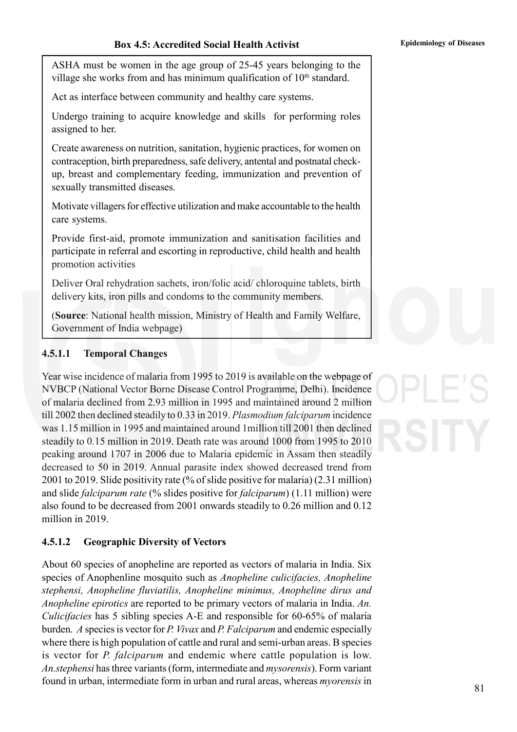**Box 4.5: Accredited Social Health Activist**

ASHA must be women in the age group of 25-45 years belonging to the village she works from and has minimum qualification of 10th standard.

Act as interface between community and healthy care systems.

Undergo training to acquire knowledge and skills for performing roles assigned to her.

Create awareness on nutrition, sanitation, hygienic practices, for women on contraception, birth preparedness, safe delivery, antental and postnatal check-up, breast and complementary feeding, immunization and prevention of sexually transmitted diseases.

Motivate villagers for effective utilization and make accountable to the health care systems.

Provide first-aid, promote immunization and sanitisation facilities and participate in referral and escorting in reproductive, child health and health promotion activities

Deliver Oral rehydration sachets, iron/folic acid/ chloroquine tablets, birth delivery kits, iron pills and condoms to the community members.

(**Source**: National health mission, Ministry of Health and Family Welfare, Government of India webpage)

#### 4.5.1.1 Temporal Changes

Year wise incidence of malaria from 1995 to 2019 is available on the webpage of NVBCP (National Vector Borne Disease Control Programme, Delhi). Incidence of malaria declined from 2.93 million in 1995 and maintained around 2 million till 2002 then declined steadily to 0.33 in 2019. *Plasmodium falciparum* incidence was 1.15 million in 1995 and maintained around 1million till 2001 then declined steadily to 0.15 million in 2019. Death rate was around 1000 from 1995 to 2010 peaking around 1707 in 2006 due to Malaria epidemic in Assam then steadily decreased to 50 in 2019. Annual parasite index showed decreased trend from 2001 to 2019. Slide positivity rate (% of slide positive for malaria) (2.31 million) and slide *falciparum rate* (% slides positive for *falciparum*) (1.11 million) were also found to be decreased from 2001 onwards steadily to 0.26 million and 0.12 million in 2019.

#### 4.5.1.2 Geographic Diversity of Vectors

About 60 species of anopheline are reported as vectors of malaria in India. Six species of Anophenline mosquito such as *Anopheline culicifacies, Anopheline stephensi, Anopheline fluviatilis, Anopheline minimus, Anopheline dirus and Anopheline epirotics* are reported to be primary vectors of malaria in India. *An. Culicifacies* has 5 sibling species A-E and responsible for 60-65% of malaria burden. *A* species is vector for *P. Vivax* and *P. Falciparum* and endemic especially where there is high population of cattle and rural and semi-urban areas. B species is vector for *P. falciparum* and endemic where cattle population is low. *An.stephensi* has three variants (form, intermediate and *mysorensis*). Form variant found in urban, intermediate form in urban and rural areas, whereas *myorensis* in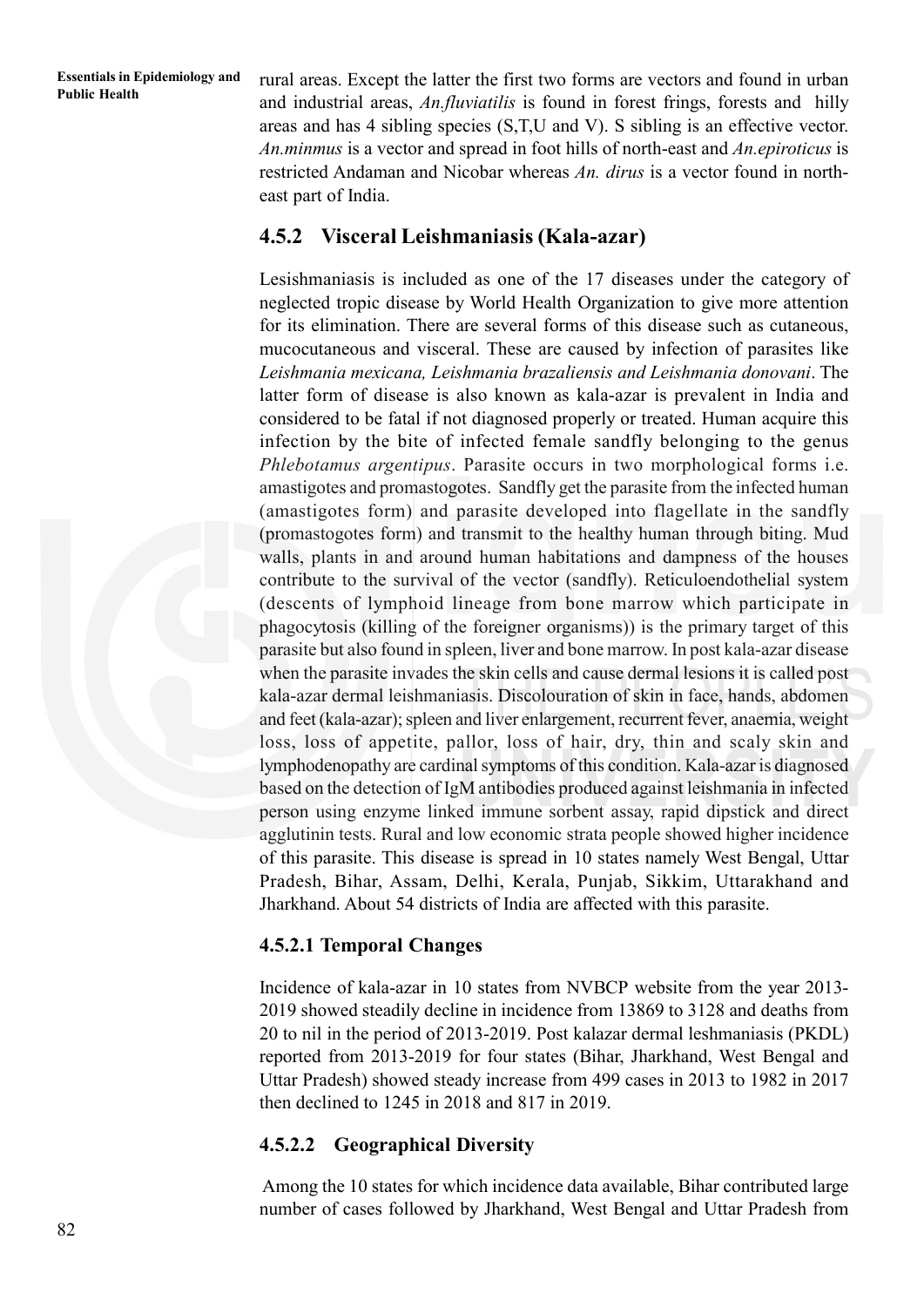rural areas. Except the latter the first two forms are vectors and found in urban and industrial areas, *An.fluviatilis* is found in forest frings, forests and hilly areas and has 4 sibling species (S,T,U and V). S sibling is an effective vector. *An.minmus* is a vector and spread in foot hills of north-east and *An.epiroticus* is restricted Andaman and Nicobar whereas *An. dirus* is a vector found in north-east part of India.

### 4.5.2 Visceral Leishmaniasis (Kala-azar)

Lesishmaniasis is included as one of the 17 diseases under the category of neglected tropic disease by World Health Organization to give more attention for its elimination. There are several forms of this disease such as cutaneous, mucocutaneous and visceral. These are caused by infection of parasites like *Leishmania mexicana, Leishmania brazaliensis and Leishmania donovani*. The latter form of disease is also known as kala-azar is prevalent in India and considered to be fatal if not diagnosed properly or treated. Human acquire this infection by the bite of infected female sandfly belonging to the genus *Phlebotamus argentipus*. Parasite occurs in two morphological forms i.e. amastigotes and promastogotes. Sandfly get the parasite from the infected human (amastigotes form) and parasite developed into flagellate in the sandfly (promastogotes form) and transmit to the healthy human through biting. Mud walls, plants in and around human habitations and dampness of the houses contribute to the survival of the vector (sandfly). Reticuloendothelial system (descents of lymphoid lineage from bone marrow which participate in phagocytosis (killing of the foreigner organisms)) is the primary target of this parasite but also found in spleen, liver and bone marrow. In post kala-azar disease when the parasite invades the skin cells and cause dermal lesions it is called post kala-azar dermal leishmaniasis. Discolouration of skin in face, hands, abdomen and feet (kala-azar); spleen and liver enlargement, recurrent fever, anaemia, weight loss, loss of appetite, pallor, loss of hair, dry, thin and scaly skin and lymphodenopathy are cardinal symptoms of this condition. Kala-azar is diagnosed based on the detection of IgM antibodies produced against leishmania in infected person using enzyme linked immune sorbent assay, rapid dipstick and direct agglutinin tests. Rural and low economic strata people showed higher incidence of this parasite. This disease is spread in 10 states namely West Bengal, Uttar Pradesh, Bihar, Assam, Delhi, Kerala, Punjab, Sikkim, Uttarakhand and Jharkhand. About 54 districts of India are affected with this parasite.

#### 4.5.2.1 Temporal Changes

Incidence of kala-azar in 10 states from NVBCP website from the year 2013-2019 showed steadily decline in incidence from 13869 to 3128 and deaths from 20 to nil in the period of 2013-2019. Post kalazar dermal leshmaniasis (PKDL) reported from 2013-2019 for four states (Bihar, Jharkhand, West Bengal and Uttar Pradesh) showed steady increase from 499 cases in 2013 to 1982 in 2017 then declined to 1245 in 2018 and 817 in 2019.

#### 4.5.2.2 Geographical Diversity

Among the 10 states for which incidence data available, Bihar contributed large number of cases followed by Jharkhand, West Bengal and Uttar Pradesh from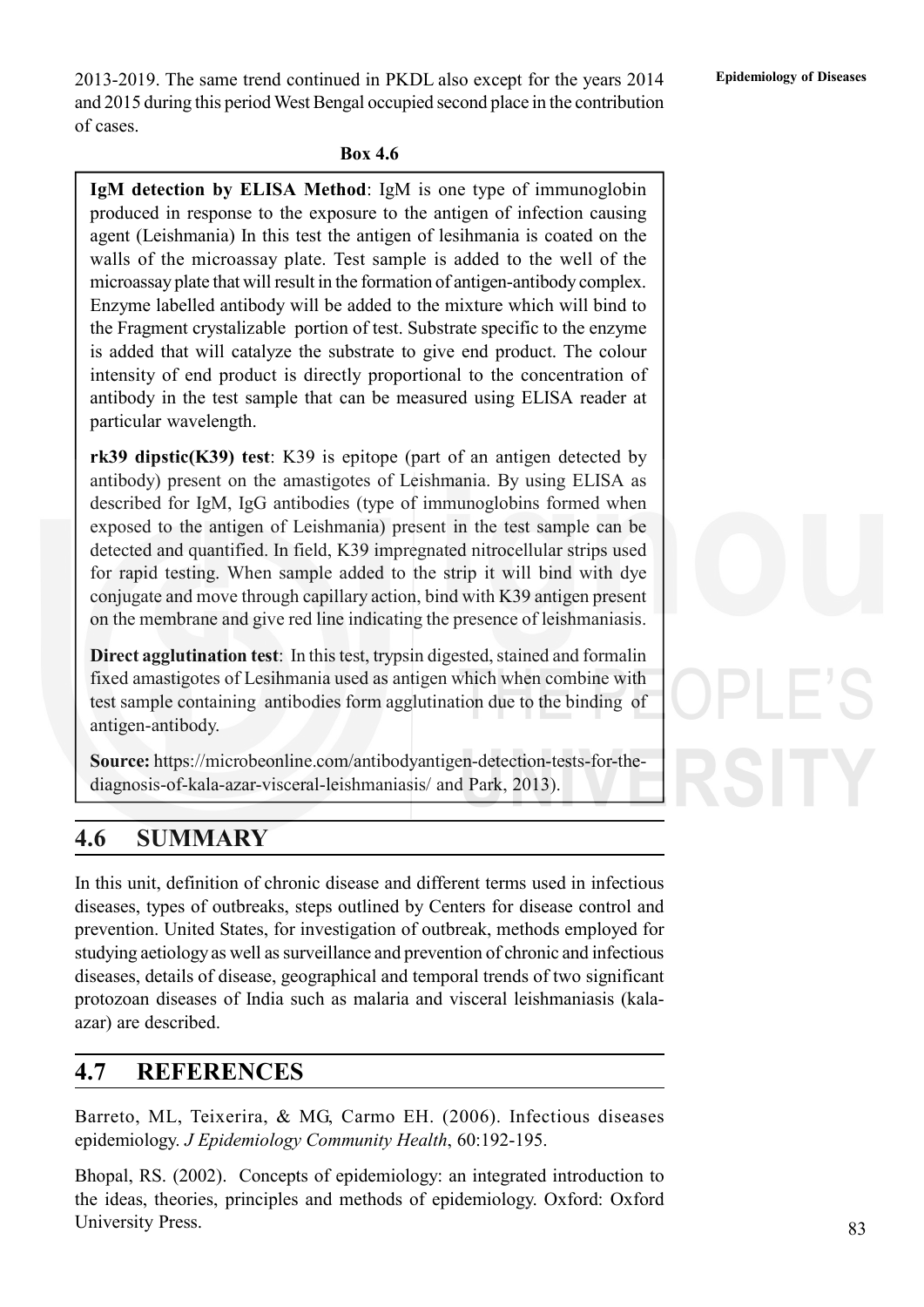2013-2019. The same trend continued in PKDL also except for the years 2014 and 2015 during this period West Bengal occupied second place in the contribution of cases.

**Box 4.6**

**IgM detection by ELISA Method**: IgM is one type of immunoglobin produced in response to the exposure to the antigen of infection causing agent (Leishmania) In this test the antigen of lesihmania is coated on the walls of the microassay plate. Test sample is added to the well of the microassay plate that will result in the formation of antigen-antibody complex. Enzyme labelled antibody will be added to the mixture which will bind to the Fragment crystalizable portion of test. Substrate specific to the enzyme is added that will catalyze the substrate to give end product. The colour intensity of end product is directly proportional to the concentration of antibody in the test sample that can be measured using ELISA reader at particular wavelength.

**rk39 dipstic(K39) test**: K39 is epitope (part of an antigen detected by antibody) present on the amastigotes of Leishmania. By using ELISA as described for IgM, IgG antibodies (type of immunoglobins formed when exposed to the antigen of Leishmania) present in the test sample can be detected and quantified. In field, K39 impregnated nitrocellular strips used for rapid testing. When sample added to the strip it will bind with dye conjugate and move through capillary action, bind with K39 antigen present on the membrane and give red line indicating the presence of leishmaniasis.

**Direct agglutination test**: In this test, trypsin digested, stained and formalin fixed amastigotes of Lesihmania used as antigen which when combine with test sample containing antibodies form agglutination due to the binding of antigen-antibody.

**Source:** https://microbeonline.com/antibodyantigen-detection-tests-for-the-diagnosis-of-kala-azar-visceral-leishmaniasis/ and Park, 2013).

## 4.6 SUMMARY

In this unit, definition of chronic disease and different terms used in infectious diseases, types of outbreaks, steps outlined by Centers for disease control and prevention. United States, for investigation of outbreak, methods employed for studying aetiology as well as surveillance and prevention of chronic and infectious diseases, details of disease, geographical and temporal trends of two significant protozoan diseases of India such as malaria and visceral leishmaniasis (kala-azar) are described.

## 4.7 REFERENCES

Barreto, ML, Teixerira, & MG, Carmo EH. (2006). Infectious diseases epidemiology. *J Epidemiology Community Health*, 60:192-195.

Bhopal, RS. (2002). Concepts of epidemiology: an integrated introduction to the ideas, theories, principles and methods of epidemiology. Oxford: Oxford University Press.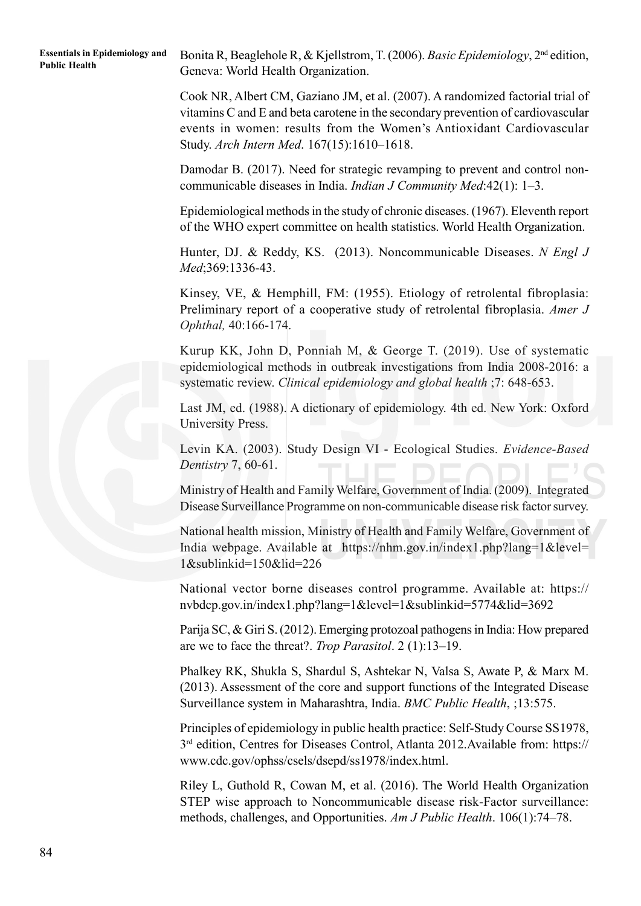Bonita R, Beaglehole R, & Kjellstrom, T. (2006). *Basic Epidemiology*, 2nd edition, Geneva: World Health Organization.

Cook NR, Albert CM, Gaziano JM, et al. (2007). A randomized factorial trial of vitamins C and E and beta carotene in the secondary prevention of cardiovascular events in women: results from the Women's Antioxidant Cardiovascular Study. *Arch Intern Med*. 167(15):1610–1618.

Damodar B. (2017). Need for strategic revamping to prevent and control non-communicable diseases in India. *Indian J Community Med*:42(1): 1–3.

Epidemiological methods in the study of chronic diseases. (1967). Eleventh report of the WHO expert committee on health statistics. World Health Organization.

Hunter, DJ. & Reddy, KS. (2013). Noncommunicable Diseases. *N Engl J Med*;369:1336-43.

Kinsey, VE, & Hemphill, FM: (1955). Etiology of retrolental fibroplasia: Preliminary report of a cooperative study of retrolental fibroplasia. *Amer J Ophthal,* 40:166-174.

Kurup KK, John D, Ponniah M, & George T. (2019). Use of systematic epidemiological methods in outbreak investigations from India 2008-2016: a systematic review. *Clinical epidemiology and global health* ;7: 648-653.

Last JM, ed. (1988). A dictionary of epidemiology. 4th ed. New York: Oxford University Press.

Levin KA. (2003). Study Design VI - Ecological Studies. *Evidence-Based Dentistry* 7, 60-61.

Ministry of Health and Family Welfare, Government of India. (2009). Integrated Disease Surveillance Programme on non-communicable disease risk factor survey.

National health mission, Ministry of Health and Family Welfare, Government of India webpage. Available at https://nhm.gov.in/index1.php?lang=1&level=1&sublinkid=150&lid=226

National vector borne diseases control programme. Available at: https://nvbdcp.gov.in/index1.php?lang=1&level=1&sublinkid=5774&lid=3692

Parija SC, & Giri S. (2012). Emerging protozoal pathogens in India: How prepared are we to face the threat?. *Trop Parasitol*. 2 (1):13–19.

Phalkey RK, Shukla S, Shardul S, Ashtekar N, Valsa S, Awate P, & Marx M. (2013). Assessment of the core and support functions of the Integrated Disease Surveillance system in Maharashtra, India. *BMC Public Health*, ;13:575.

Principles of epidemiology in public health practice: Self-Study Course SS1978, 3rd edition, Centres for Diseases Control, Atlanta 2012.Available from: https://www.cdc.gov/ophss/csels/dsepd/ss1978/index.html.

Riley L, Guthold R, Cowan M, et al. (2016). The World Health Organization STEP wise approach to Noncommunicable disease risk-Factor surveillance: methods, challenges, and Opportunities. *Am J Public Health*. 106(1):74–78.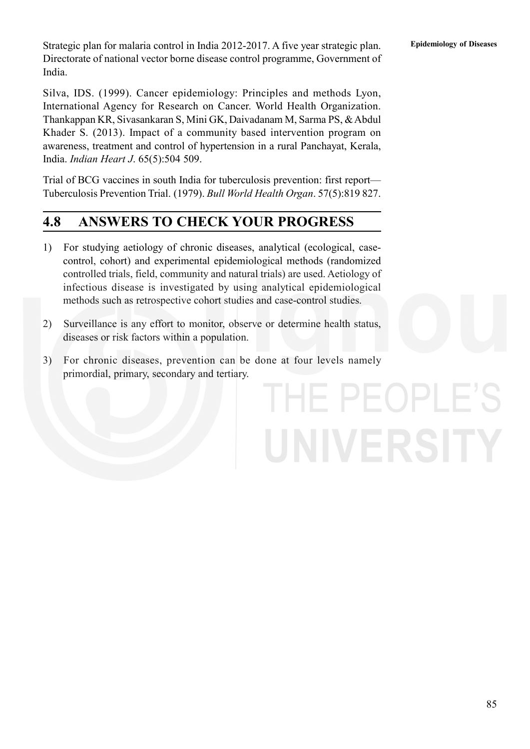Strategic plan for malaria control in India 2012-2017. A five year strategic plan. Directorate of national vector borne disease control programme, Government of India.

Silva, IDS. (1999). Cancer epidemiology: Principles and methods Lyon, International Agency for Research on Cancer. World Health Organization. Thankappan KR, Sivasankaran S, Mini GK, Daivadanam M, Sarma PS, & Abdul Khader S. (2013). Impact of a community based intervention program on awareness, treatment and control of hypertension in a rural Panchayat, Kerala, India. *Indian Heart J*. 65(5):504 509.

Trial of BCG vaccines in south India for tuberculosis prevention: first report— Tuberculosis Prevention Trial. (1979). *Bull World Health Organ*. 57(5):819 827.

## 4.8 ANSWERS TO CHECK YOUR PROGRESS

1) For studying aetiology of chronic diseases, analytical (ecological, case-control, cohort) and experimental epidemiological methods (randomized controlled trials, field, community and natural trials) are used. Aetiology of infectious disease is investigated by using analytical epidemiological methods such as retrospective cohort studies and case-control studies.

2) Surveillance is any effort to monitor, observe or determine health status, diseases or risk factors within a population.

3) For chronic diseases, prevention can be done at four levels namely primordial, primary, secondary and tertiary.